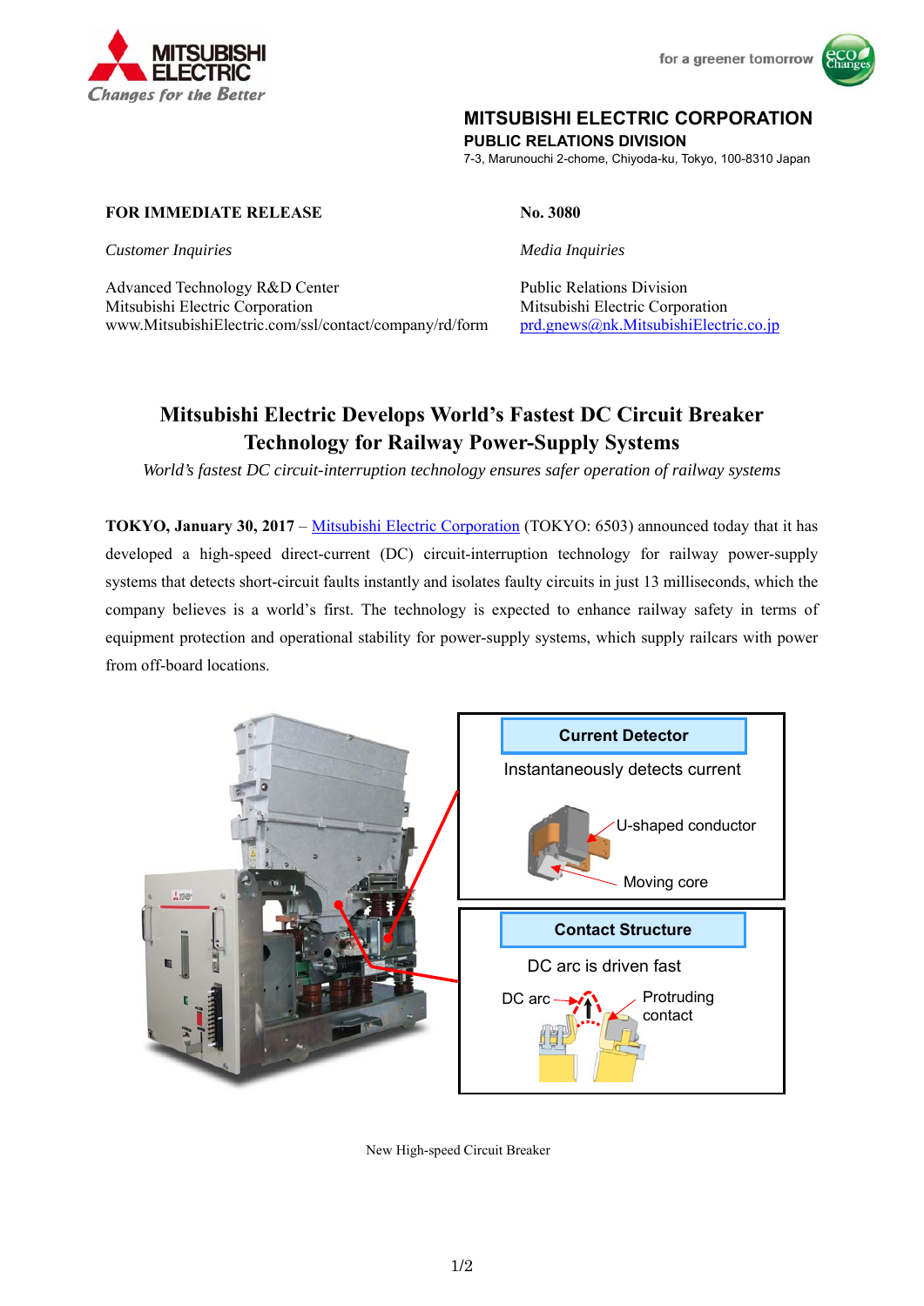MITSUBISHI ELECTRIC CORPORATION
**PUBLIC RELATIONS DIVISION**
7-3, Marunouchi 2-chome, Chiyoda-ku, Tokyo, 100-8310 Japan

**FOR IMMEDIATE RELEASE** **No. 3080**

*Customer Inquiries*

Advanced Technology R&D Center
Mitsubishi Electric Corporation
www.MitsubishiElectric.com/ssl/contact/company/rd/form

*Media Inquiries*

Public Relations Division
Mitsubishi Electric Corporation
prd.gnews@nk.MitsubishiElectric.co.jp

# Mitsubishi Electric Develops World's Fastest DC Circuit Breaker Technology for Railway Power-Supply Systems

*World's fastest DC circuit-interruption technology ensures safer operation of railway systems*

**TOKYO, January 30, 2017** – Mitsubishi Electric Corporation (TOKYO: 6503) announced today that it has developed a high-speed direct-current (DC) circuit-interruption technology for railway power-supply systems that detects short-circuit faults instantly and isolates faulty circuits in just 13 milliseconds, which the company believes is a world's first. The technology is expected to enhance railway safety in terms of equipment protection and operational stability for power-supply systems, which supply railcars with power from off-board locations.

**Current Detector**

Instantaneously detects current

U-shaped conductor

Moving core

**Contact Structure**

DC arc is driven fast

DC arc

Protruding contact

New High-speed Circuit Breaker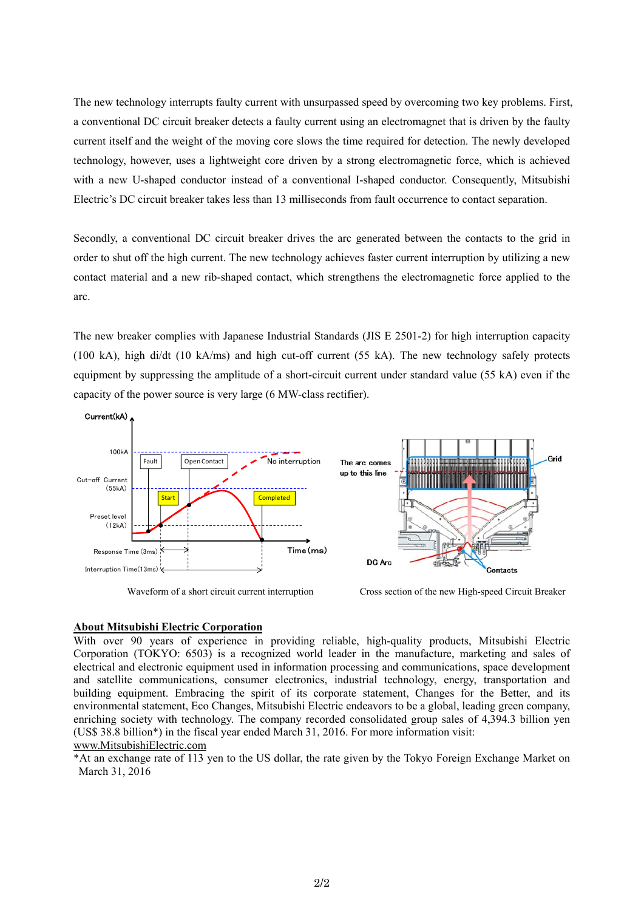The new technology interrupts faulty current with unsurpassed speed by overcoming two key problems. First, a conventional DC circuit breaker detects a faulty current using an electromagnet that is driven by the faulty current itself and the weight of the moving core slows the time required for detection. The newly developed technology, however, uses a lightweight core driven by a strong electromagnetic force, which is achieved with a new U-shaped conductor instead of a conventional I-shaped conductor. Consequently, Mitsubishi Electric's DC circuit breaker takes less than 13 milliseconds from fault occurrence to contact separation.

Secondly, a conventional DC circuit breaker drives the arc generated between the contacts to the grid in order to shut off the high current. The new technology achieves faster current interruption by utilizing a new contact material and a new rib-shaped contact, which strengthens the electromagnetic force applied to the arc.

The new breaker complies with Japanese Industrial Standards (JIS E 2501-2) for high interruption capacity (100 kA), high di/dt (10 kA/ms) and high cut-off current (55 kA). The new technology safely protects equipment by suppressing the amplitude of a short-circuit current under standard value (55 kA) even if the capacity of the power source is very large (6 MW-class rectifier).

Current(kA)
100kA
Cut-off Current (55kA)
Preset level (12kA)
Fault
Open Contact
No interruption
Start
Completed
Time (ms)
Response Time (3ms)
Interruption Time(13ms)

Waveform of a short circuit current interruption

The arc comes up to this line
Grid
DC Arc
Contacts

Cross section of the new High-speed Circuit Breaker

## About Mitsubishi Electric Corporation

With over 90 years of experience in providing reliable, high-quality products, Mitsubishi Electric Corporation (TOKYO: 6503) is a recognized world leader in the manufacture, marketing and sales of electrical and electronic equipment used in information processing and communications, space development and satellite communications, consumer electronics, industrial technology, energy, transportation and building equipment. Embracing the spirit of its corporate statement, Changes for the Better, and its environmental statement, Eco Changes, Mitsubishi Electric endeavors to be a global, leading green company, enriching society with technology. The company recorded consolidated group sales of 4,394.3 billion yen (US$ 38.8 billion*) in the fiscal year ended March 31, 2016. For more information visit:
www.MitsubishiElectric.com

*At an exchange rate of 113 yen to the US dollar, the rate given by the Tokyo Foreign Exchange Market on March 31, 2016